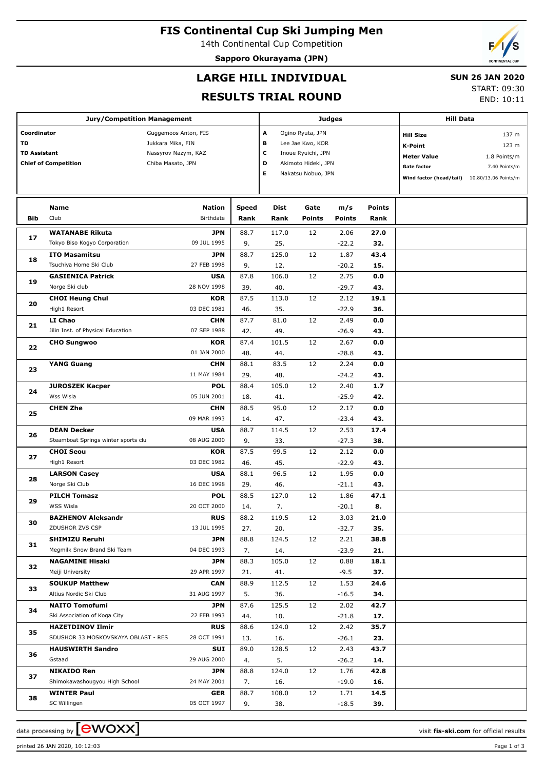# FIS Continental Cup Ski Jumping Men

14th Continental Cup Competition

**Sapporo Okurayama (JPN)**

## LARGE HILL INDIVIDUAL

## RESULTS TRIAL ROUND

**SUN 26 JAN 2020**

START: 09:30

END: 10:11

| Jury/Competition Management | |
|---|---|
| Coordinator | Guggemoos Anton, FIS |
| TD | Jukkara Mika, FIN |
| TD Assistant | Nassyrov Nazym, KAZ |
| Chief of Competition | Chiba Masato, JPN |

| Judges | |
|---|---|
| A | Ogino Ryuta, JPN |
| B | Lee Jae Kwo, KOR |
| C | Inoue Ryuichi, JPN |
| D | Akimoto Hideki, JPN |
| E | Nakatsu Nobuo, JPN |

| Hill Data | |
|---|---|
| Hill Size | 137 m |
| K-Point | 123 m |
| Meter Value | 1.8 Points/m |
| Gate factor | 7.40 Points/m |
| Wind factor (head/tail) | 10.80/13.06 Points/m |

| Bib | Name / Club | Nation / Birthdate | Speed / Rank | Dist / Rank | Gate / Points | m/s / Points | Points / Rank |
|---|---|---|---|---|---|---|---|
| 17 | **WATANABE Rikuta**<br>Tokyo Biso Kogyo Corporation | **JPN**<br>09 JUL 1995 | 88.7<br>9. | 117.0<br>25. | 12 | 2.06<br>-22.2 | **27.0**<br>**32.** |
| 18 | **ITO Masamitsu**<br>Tsuchiya Home Ski Club | **JPN**<br>27 FEB 1998 | 88.7<br>9. | 125.0<br>12. | 12 | 1.87<br>-20.2 | **43.4**<br>**15.** |
| 19 | **GASIENICA Patrick**<br>Norge Ski club | **USA**<br>28 NOV 1998 | 87.8<br>39. | 106.0<br>40. | 12 | 2.75<br>-29.7 | **0.0**<br>**43.** |
| 20 | **CHOI Heung Chul**<br>High1 Resort | **KOR**<br>03 DEC 1981 | 87.5<br>46. | 113.0<br>35. | 12 | 2.12<br>-22.9 | **19.1**<br>**36.** |
| 21 | **LI Chao**<br>Jilin Inst. of Physical Education | **CHN**<br>07 SEP 1988 | 87.7<br>42. | 81.0<br>49. | 12 | 2.49<br>-26.9 | **0.0**<br>**43.** |
| 22 | **CHO Sungwoo** | **KOR**<br>01 JAN 2000 | 87.4<br>48. | 101.5<br>44. | 12 | 2.67<br>-28.8 | **0.0**<br>**43.** |
| 23 | **YANG Guang** | **CHN**<br>11 MAY 1984 | 88.1<br>29. | 83.5<br>48. | 12 | 2.24<br>-24.2 | **0.0**<br>**43.** |
| 24 | **JUROSZEK Kacper**<br>Wss Wisla | **POL**<br>05 JUN 2001 | 88.4<br>18. | 105.0<br>41. | 12 | 2.40<br>-25.9 | **1.7**<br>**42.** |
| 25 | **CHEN Zhe** | **CHN**<br>09 MAR 1993 | 88.5<br>14. | 95.0<br>47. | 12 | 2.17<br>-23.4 | **0.0**<br>**43.** |
| 26 | **DEAN Decker**<br>Steamboat Springs winter sports clu | **USA**<br>08 AUG 2000 | 88.7<br>9. | 114.5<br>33. | 12 | 2.53<br>-27.3 | **17.4**<br>**38.** |
| 27 | **CHOI Seou**<br>High1 Resort | **KOR**<br>03 DEC 1982 | 87.5<br>46. | 99.5<br>45. | 12 | 2.12<br>-22.9 | **0.0**<br>**43.** |
| 28 | **LARSON Casey**<br>Norge Ski Club | **USA**<br>16 DEC 1998 | 88.1<br>29. | 96.5<br>46. | 12 | 1.95<br>-21.1 | **0.0**<br>**43.** |
| 29 | **PILCH Tomasz**<br>WSS Wisla | **POL**<br>20 OCT 2000 | 88.5<br>14. | 127.0<br>7. | 12 | 1.86<br>-20.1 | **47.1**<br>**8.** |
| 30 | **BAZHENOV Aleksandr**<br>ZDUSHOR ZVS CSP | **RUS**<br>13 JUL 1995 | 88.2<br>27. | 119.5<br>20. | 12 | 3.03<br>-32.7 | **21.0**<br>**35.** |
| 31 | **SHIMIZU Reruhi**<br>Megmilk Snow Brand Ski Team | **JPN**<br>04 DEC 1993 | 88.8<br>7. | 124.5<br>14. | 12 | 2.21<br>-23.9 | **38.8**<br>**21.** |
| 32 | **NAGAMINE Hisaki**<br>Meiji University | **JPN**<br>29 APR 1997 | 88.3<br>21. | 105.0<br>41. | 12 | 0.88<br>-9.5 | **18.1**<br>**37.** |
| 33 | **SOUKUP Matthew**<br>Altius Nordic Ski Club | **CAN**<br>31 AUG 1997 | 88.9<br>5. | 112.5<br>36. | 12 | 1.53<br>-16.5 | **24.6**<br>**34.** |
| 34 | **NAITO Tomofumi**<br>Ski Association of Koga City | **JPN**<br>22 FEB 1993 | 87.6<br>44. | 125.5<br>10. | 12 | 2.02<br>-21.8 | **42.7**<br>**17.** |
| 35 | **HAZETDINOV Ilmir**<br>SDUSHOR 33 MOSKOVSKAYA OBLAST - RES | **RUS**<br>28 OCT 1991 | 88.6<br>13. | 124.0<br>16. | 12 | 2.42<br>-26.1 | **35.7**<br>**23.** |
| 36 | **HAUSWIRTH Sandro**<br>Gstaad | **SUI**<br>29 AUG 2000 | 89.0<br>4. | 128.5<br>5. | 12 | 2.43<br>-26.2 | **43.7**<br>**14.** |
| 37 | **NIKAIDO Ren**<br>Shimokawashougyou High School | **JPN**<br>24 MAY 2001 | 88.8<br>7. | 124.0<br>16. | 12 | 1.76<br>-19.0 | **42.8**<br>**16.** |
| 38 | **WINTER Paul**<br>SC Willingen | **GER**<br>05 OCT 1997 | 88.7<br>9. | 108.0<br>38. | 12 | 1.71<br>-18.5 | **14.5**<br>**39.** |

data processing by ewoxx — visit **fis-ski.com** for official results

printed 26 JAN 2020, 10:12:03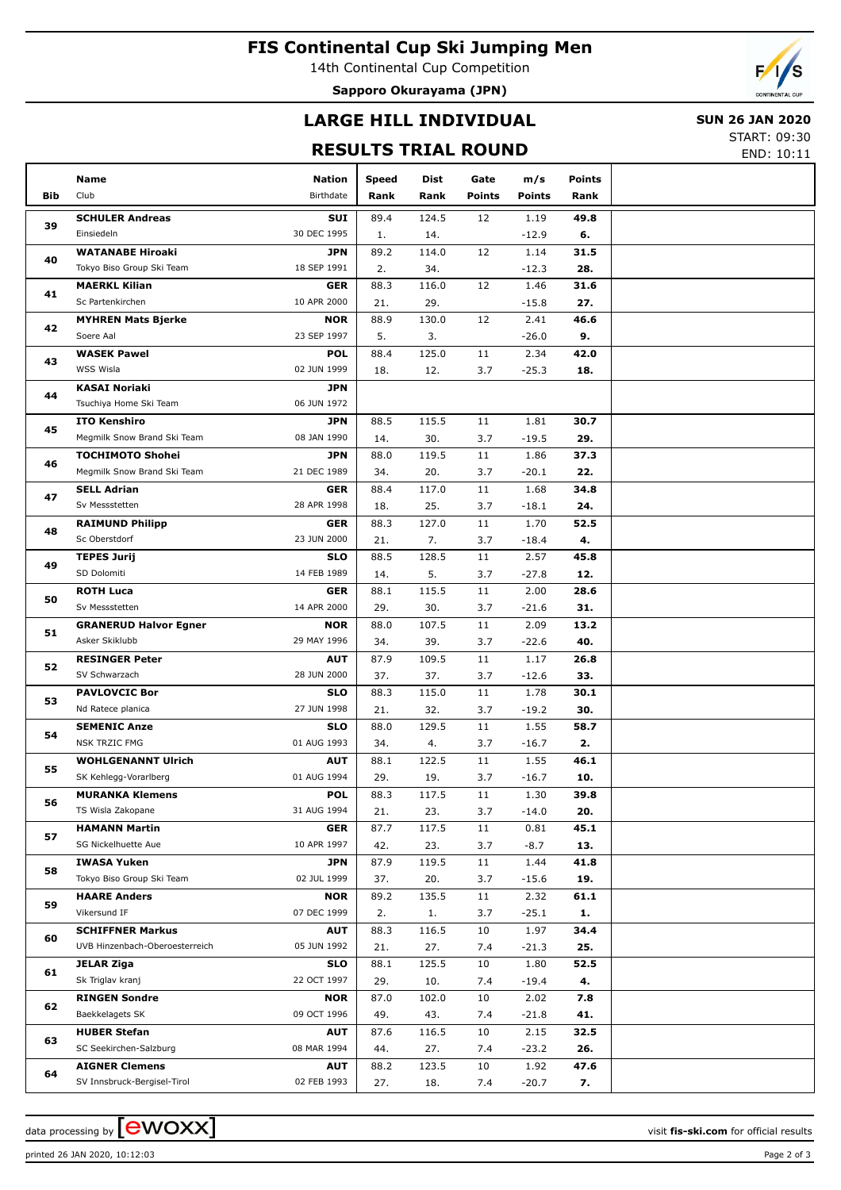# FIS Continental Cup Ski Jumping Men

14th Continental Cup Competition

**Sapporo Okurayama (JPN)**

## LARGE HILL INDIVIDUAL

**SUN 26 JAN 2020**

## RESULTS TRIAL ROUND

START: 09:30
END: 10:11

| Bib | Name / Club | Nation / Birthdate | Speed / Rank | Dist / Rank | Gate / Points | m/s / Points | Points / Rank |
|---|---|---|---|---|---|---|---|
| 39 | **SCHULER Andreas** Einsiedeln | **SUI** 30 DEC 1995 | 89.4 1. | 124.5 14. | 12 | 1.19 -12.9 | **49.8 6.** |
| 40 | **WATANABE Hiroaki** Tokyo Biso Group Ski Team | **JPN** 18 SEP 1991 | 89.2 2. | 114.0 34. | 12 | 1.14 -12.3 | **31.5 28.** |
| 41 | **MAERKL Kilian** Sc Partenkirchen | **GER** 10 APR 2000 | 88.3 21. | 116.0 29. | 12 | 1.46 -15.8 | **31.6 27.** |
| 42 | **MYHREN Mats Bjerke** Soere Aal | **NOR** 23 SEP 1997 | 88.9 5. | 130.0 3. | 12 | 2.41 -26.0 | **46.6 9.** |
| 43 | **WASEK Pawel** WSS Wisla | **POL** 02 JUN 1999 | 88.4 18. | 125.0 12. | 11 3.7 | 2.34 -25.3 | **42.0 18.** |
| 44 | **KASAI Noriaki** Tsuchiya Home Ski Team | **JPN** 06 JUN 1972 | | | | | |
| 45 | **ITO Kenshiro** Megmilk Snow Brand Ski Team | **JPN** 08 JAN 1990 | 88.5 14. | 115.5 30. | 11 3.7 | 1.81 -19.5 | **30.7 29.** |
| 46 | **TOCHIMOTO Shohei** Megmilk Snow Brand Ski Team | **JPN** 21 DEC 1989 | 88.0 34. | 119.5 20. | 11 3.7 | 1.86 -20.1 | **37.3 22.** |
| 47 | **SELL Adrian** Sv Messstetten | **GER** 28 APR 1998 | 88.4 18. | 117.0 25. | 11 3.7 | 1.68 -18.1 | **34.8 24.** |
| 48 | **RAIMUND Philipp** Sc Oberstdorf | **GER** 23 JUN 2000 | 88.3 21. | 127.0 7. | 11 3.7 | 1.70 -18.4 | **52.5 4.** |
| 49 | **TEPES Jurij** SD Dolomiti | **SLO** 14 FEB 1989 | 88.5 14. | 128.5 5. | 11 3.7 | 2.57 -27.8 | **45.8 12.** |
| 50 | **ROTH Luca** Sv Messstetten | **GER** 14 APR 2000 | 88.1 29. | 115.5 30. | 11 3.7 | 2.00 -21.6 | **28.6 31.** |
| 51 | **GRANERUD Halvor Egner** Asker Skiklubb | **NOR** 29 MAY 1996 | 88.0 34. | 107.5 39. | 11 3.7 | 2.09 -22.6 | **13.2 40.** |
| 52 | **RESINGER Peter** SV Schwarzach | **AUT** 28 JUN 2000 | 87.9 37. | 109.5 37. | 11 3.7 | 1.17 -12.6 | **26.8 33.** |
| 53 | **PAVLOVCIC Bor** Nd Ratece planica | **SLO** 27 JUN 1998 | 88.3 21. | 115.0 32. | 11 3.7 | 1.78 -19.2 | **30.1 30.** |
| 54 | **SEMENIC Anze** NSK TRZIC FMG | **SLO** 01 AUG 1993 | 88.0 34. | 129.5 4. | 11 3.7 | 1.55 -16.7 | **58.7 2.** |
| 55 | **WOHLGENANNT Ulrich** SK Kehlegg-Vorarlberg | **AUT** 01 AUG 1994 | 88.1 29. | 122.5 19. | 11 3.7 | 1.55 -16.7 | **46.1 10.** |
| 56 | **MURANKA Klemens** TS Wisla Zakopane | **POL** 31 AUG 1994 | 88.3 21. | 117.5 23. | 11 3.7 | 1.30 -14.0 | **39.8 20.** |
| 57 | **HAMANN Martin** SG Nickelhuette Aue | **GER** 10 APR 1997 | 87.7 42. | 117.5 23. | 11 3.7 | 0.81 -8.7 | **45.1 13.** |
| 58 | **IWASA Yuken** Tokyo Biso Group Ski Team | **JPN** 02 JUL 1999 | 87.9 37. | 119.5 20. | 11 3.7 | 1.44 -15.6 | **41.8 19.** |
| 59 | **HAARE Anders** Vikersund IF | **NOR** 07 DEC 1999 | 89.2 2. | 135.5 1. | 11 3.7 | 2.32 -25.1 | **61.1 1.** |
| 60 | **SCHIFFNER Markus** UVB Hinzenbach-Oberoesterreich | **AUT** 05 JUN 1992 | 88.3 21. | 116.5 27. | 10 7.4 | 1.97 -21.3 | **34.4 25.** |
| 61 | **JELAR Ziga** Sk Triglav kranj | **SLO** 22 OCT 1997 | 88.1 29. | 125.5 10. | 10 7.4 | 1.80 -19.4 | **52.5 4.** |
| 62 | **RINGEN Sondre** Baekkelagets SK | **NOR** 09 OCT 1996 | 87.0 49. | 102.0 43. | 10 7.4 | 2.02 -21.8 | **7.8 41.** |
| 63 | **HUBER Stefan** SC Seekirchen-Salzburg | **AUT** 08 MAR 1994 | 87.6 44. | 116.5 27. | 10 7.4 | 2.15 -23.2 | **32.5 26.** |
| 64 | **AIGNER Clemens** SV Innsbruck-Bergisel-Tirol | **AUT** 02 FEB 1993 | 88.2 27. | 123.5 18. | 10 7.4 | 1.92 -20.7 | **47.6 7.** |

data processing by ewoxx — visit **fis-ski.com** for official results

printed 26 JAN 2020, 10:12:03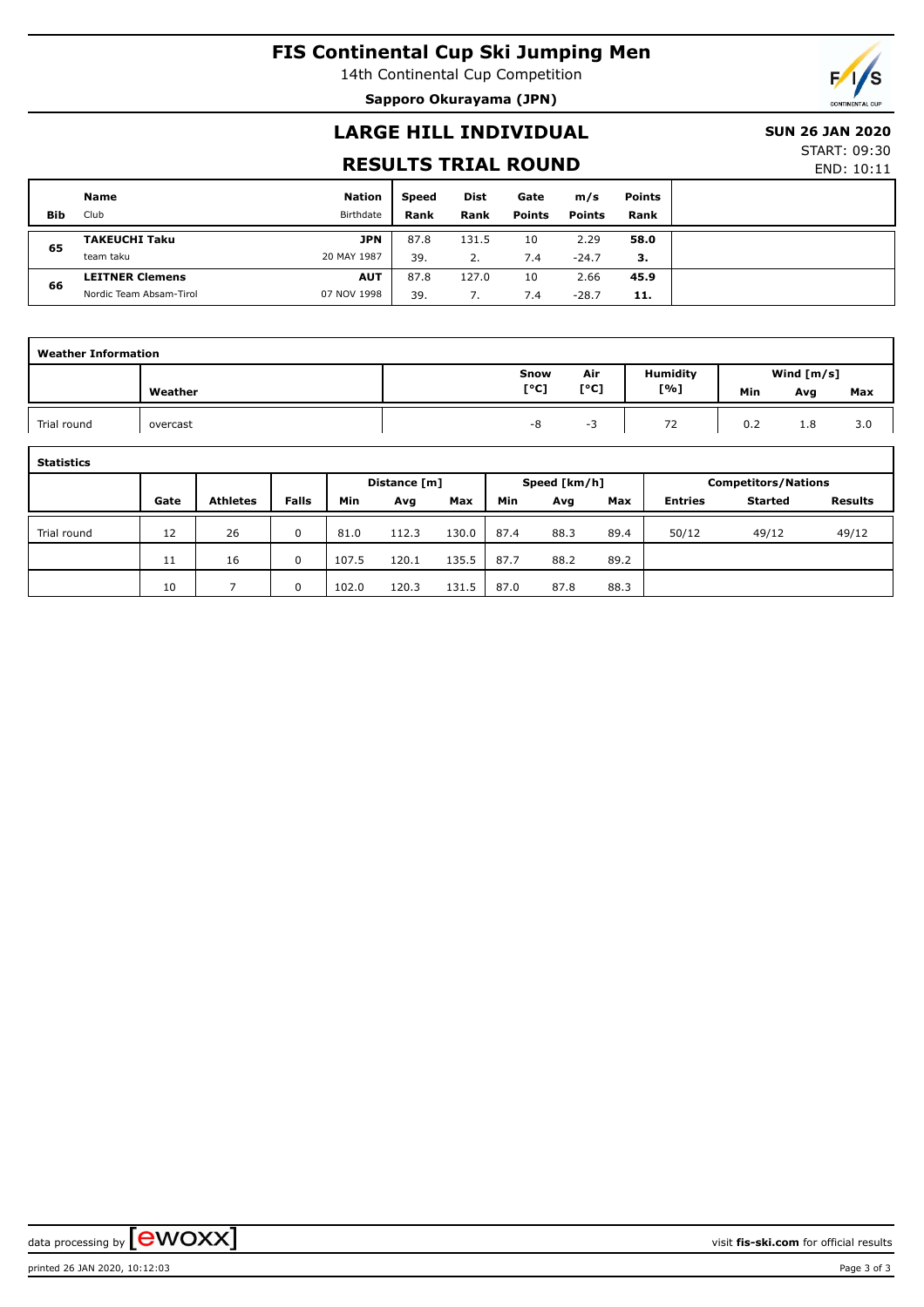# FIS Continental Cup Ski Jumping Men

14th Continental Cup Competition

**Sapporo Okurayama (JPN)**

## LARGE HILL INDIVIDUAL

## RESULTS TRIAL ROUND

**SUN 26 JAN 2020**

START: 09:30

END: 10:11

| Bib | Name / Club | Nation / Birthdate | Speed / Rank | Dist / Rank | Gate / Points | m/s / Points | Points / Rank |
|---|---|---|---|---|---|---|---|
| 65 | **TAKEUCHI Taku** | **JPN** | 87.8 | 131.5 | 10 | 2.29 | **58.0** |
| | team taku | 20 MAY 1987 | 39. | 2. | 7.4 | -24.7 | **3.** |
| 66 | **LEITNER Clemens** | **AUT** | 87.8 | 127.0 | 10 | 2.66 | **45.9** |
| | Nordic Team Absam-Tirol | 07 NOV 1998 | 39. | 7. | 7.4 | -28.7 | **11.** |

**Weather Information**

| | Weather | Snow [°C] | Air [°C] | Humidity [%] | Wind [m/s] Min | Avg | Max |
|---|---|---|---|---|---|---|---|
| Trial round | overcast | -8 | -3 | 72 | 0.2 | 1.8 | 3.0 |

**Statistics**

| | Gate | Athletes | Falls | Distance [m] Min | Avg | Max | Speed [km/h] Min | Avg | Max | Competitors/Nations Entries | Started | Results |
|---|---|---|---|---|---|---|---|---|---|---|---|---|
| Trial round | 12 | 26 | 0 | 81.0 | 112.3 | 130.0 | 87.4 | 88.3 | 89.4 | 50/12 | 49/12 | 49/12 |
| | 11 | 16 | 0 | 107.5 | 120.1 | 135.5 | 87.7 | 88.2 | 89.2 | | | |
| | 10 | 7 | 0 | 102.0 | 120.3 | 131.5 | 87.0 | 87.8 | 88.3 | | | |

data processing by ewoxx

visit **fis-ski.com** for official results

printed 26 JAN 2020, 10:12:03